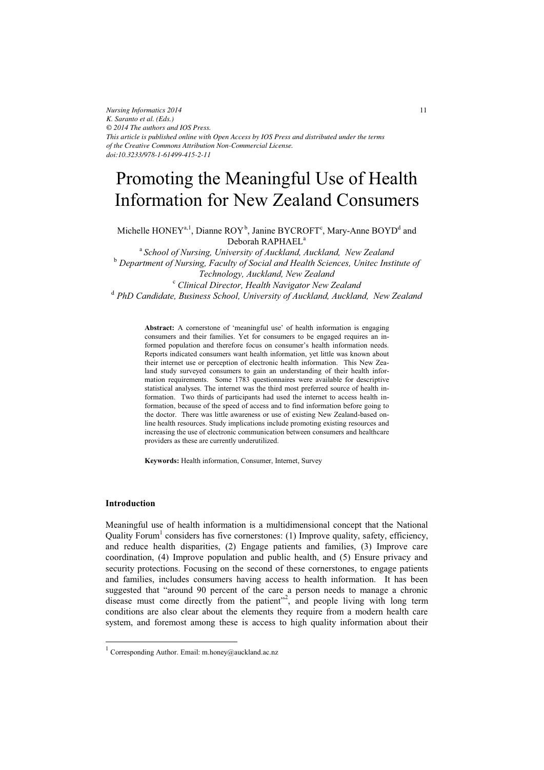# Promoting the Meaningful Use of Health Information for New Zealand Consumers

Michelle HONEY[a,1], Dianne ROY[b], Janine BYCROFT[c], Mary-Anne BOYD[d] and Deborah RAPHAEL[a]

[a] *School of Nursing, University of Auckland, Auckland, New Zealand*
[b] *Department of Nursing, Faculty of Social and Health Sciences, Unitec Institute of Technology, Auckland, New Zealand*
[c] *Clinical Director, Health Navigator New Zealand*
[d] *PhD Candidate, Business School, University of Auckland, Auckland, New Zealand*

**Abstract:** A cornerstone of 'meaningful use' of health information is engaging consumers and their families. Yet for consumers to be engaged requires an informed population and therefore focus on consumer's health information needs. Reports indicated consumers want health information, yet little was known about their internet use or perception of electronic health information. This New Zealand study surveyed consumers to gain an understanding of their health information requirements. Some 1783 questionnaires were available for descriptive statistical analyses. The internet was the third most preferred source of health information. Two thirds of participants had used the internet to access health information, because of the speed of access and to find information before going to the doctor. There was little awareness or use of existing New Zealand-based online health resources. Study implications include promoting existing resources and increasing the use of electronic communication between consumers and healthcare providers as these are currently underutilized.

**Keywords:** Health information, Consumer, Internet, Survey

## Introduction

Meaningful use of health information is a multidimensional concept that the National Quality Forum[1] considers has five cornerstones: (1) Improve quality, safety, efficiency, and reduce health disparities, (2) Engage patients and families, (3) Improve care coordination, (4) Improve population and public health, and (5) Ensure privacy and security protections. Focusing on the second of these cornerstones, to engage patients and families, includes consumers having access to health information. It has been suggested that "around 90 percent of the care a person needs to manage a chronic disease must come directly from the patient"[2], and people living with long term conditions are also clear about the elements they require from a modern health care system, and foremost among these is access to high quality information about their

[1] Corresponding Author. Email: m.honey@auckland.ac.nz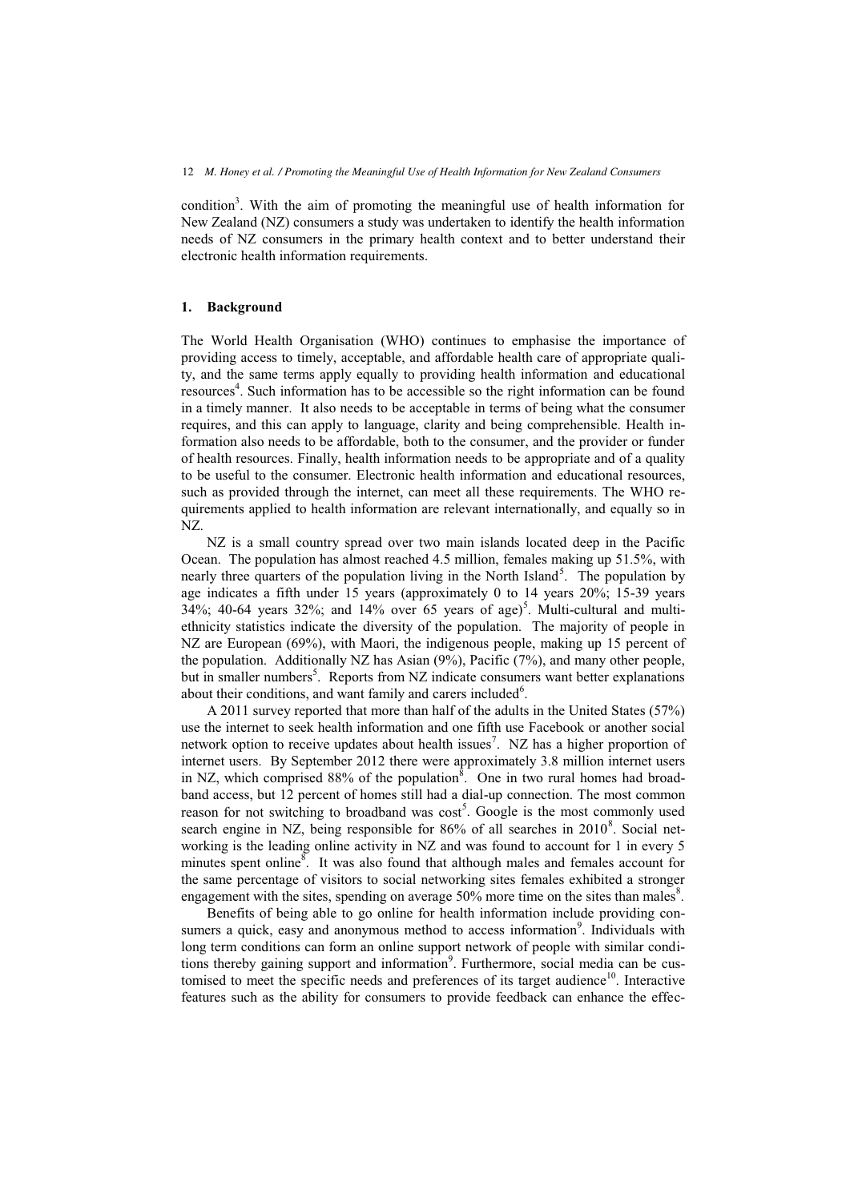condition[3]. With the aim of promoting the meaningful use of health information for New Zealand (NZ) consumers a study was undertaken to identify the health information needs of NZ consumers in the primary health context and to better understand their electronic health information requirements.

## 1. Background

The World Health Organisation (WHO) continues to emphasise the importance of providing access to timely, acceptable, and affordable health care of appropriate quality, and the same terms apply equally to providing health information and educational resources[4]. Such information has to be accessible so the right information can be found in a timely manner. It also needs to be acceptable in terms of being what the consumer requires, and this can apply to language, clarity and being comprehensible. Health information also needs to be affordable, both to the consumer, and the provider or funder of health resources. Finally, health information needs to be appropriate and of a quality to be useful to the consumer. Electronic health information and educational resources, such as provided through the internet, can meet all these requirements. The WHO requirements applied to health information are relevant internationally, and equally so in NZ.

NZ is a small country spread over two main islands located deep in the Pacific Ocean. The population has almost reached 4.5 million, females making up 51.5%, with nearly three quarters of the population living in the North Island[5]. The population by age indicates a fifth under 15 years (approximately 0 to 14 years 20%; 15-39 years 34%; 40-64 years 32%; and 14% over 65 years of age)[5]. Multi-cultural and multi-ethnicity statistics indicate the diversity of the population. The majority of people in NZ are European (69%), with Maori, the indigenous people, making up 15 percent of the population. Additionally NZ has Asian (9%), Pacific (7%), and many other people, but in smaller numbers[5]. Reports from NZ indicate consumers want better explanations about their conditions, and want family and carers included[6].

A 2011 survey reported that more than half of the adults in the United States (57%) use the internet to seek health information and one fifth use Facebook or another social network option to receive updates about health issues[7]. NZ has a higher proportion of internet users. By September 2012 there were approximately 3.8 million internet users in NZ, which comprised 88% of the population[8]. One in two rural homes had broadband access, but 12 percent of homes still had a dial-up connection. The most common reason for not switching to broadband was cost[5]. Google is the most commonly used search engine in NZ, being responsible for 86% of all searches in 2010[8]. Social networking is the leading online activity in NZ and was found to account for 1 in every 5 minutes spent online[8]. It was also found that although males and females account for the same percentage of visitors to social networking sites females exhibited a stronger engagement with the sites, spending on average 50% more time on the sites than males[8].

Benefits of being able to go online for health information include providing consumers a quick, easy and anonymous method to access information[9]. Individuals with long term conditions can form an online support network of people with similar conditions thereby gaining support and information[9]. Furthermore, social media can be customised to meet the specific needs and preferences of its target audience[10]. Interactive features such as the ability for consumers to provide feedback can enhance the effec-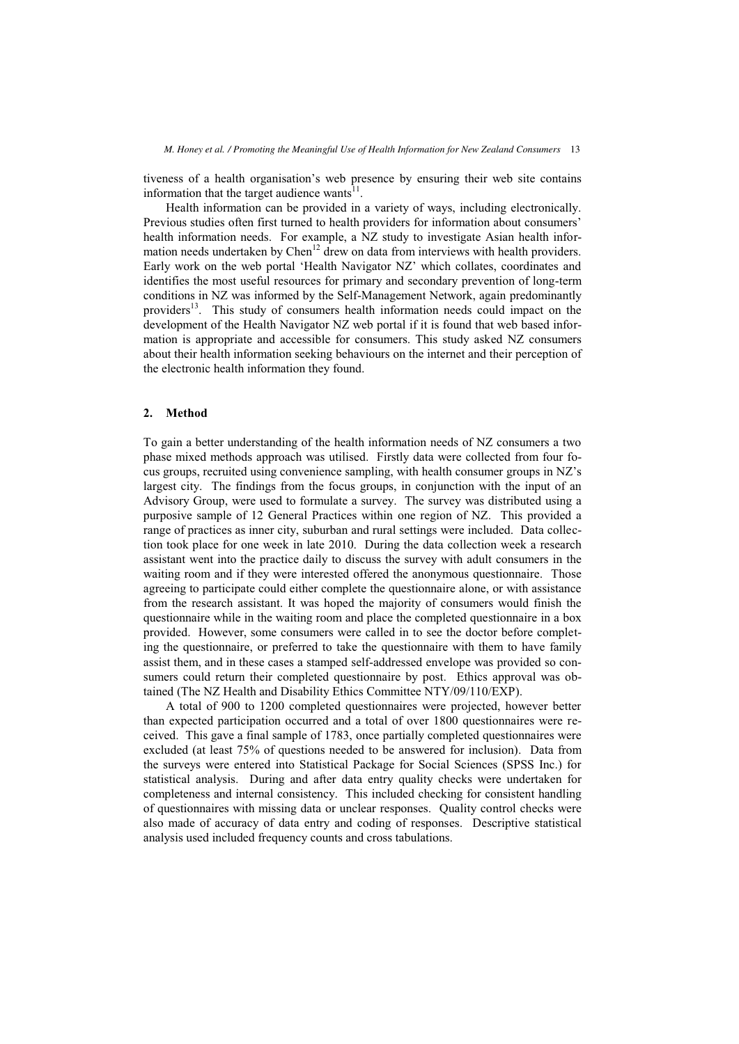tiveness of a health organisation's web presence by ensuring their web site contains information that the target audience wants[11].

Health information can be provided in a variety of ways, including electronically. Previous studies often first turned to health providers for information about consumers' health information needs. For example, a NZ study to investigate Asian health information needs undertaken by Chen[12] drew on data from interviews with health providers. Early work on the web portal 'Health Navigator NZ' which collates, coordinates and identifies the most useful resources for primary and secondary prevention of long-term conditions in NZ was informed by the Self-Management Network, again predominantly providers[13]. This study of consumers health information needs could impact on the development of the Health Navigator NZ web portal if it is found that web based information is appropriate and accessible for consumers. This study asked NZ consumers about their health information seeking behaviours on the internet and their perception of the electronic health information they found.

## 2. Method

To gain a better understanding of the health information needs of NZ consumers a two phase mixed methods approach was utilised. Firstly data were collected from four focus groups, recruited using convenience sampling, with health consumer groups in NZ's largest city. The findings from the focus groups, in conjunction with the input of an Advisory Group, were used to formulate a survey. The survey was distributed using a purposive sample of 12 General Practices within one region of NZ. This provided a range of practices as inner city, suburban and rural settings were included. Data collection took place for one week in late 2010. During the data collection week a research assistant went into the practice daily to discuss the survey with adult consumers in the waiting room and if they were interested offered the anonymous questionnaire. Those agreeing to participate could either complete the questionnaire alone, or with assistance from the research assistant. It was hoped the majority of consumers would finish the questionnaire while in the waiting room and place the completed questionnaire in a box provided. However, some consumers were called in to see the doctor before completing the questionnaire, or preferred to take the questionnaire with them to have family assist them, and in these cases a stamped self-addressed envelope was provided so consumers could return their completed questionnaire by post. Ethics approval was obtained (The NZ Health and Disability Ethics Committee NTY/09/110/EXP).

A total of 900 to 1200 completed questionnaires were projected, however better than expected participation occurred and a total of over 1800 questionnaires were received. This gave a final sample of 1783, once partially completed questionnaires were excluded (at least 75% of questions needed to be answered for inclusion). Data from the surveys were entered into Statistical Package for Social Sciences (SPSS Inc.) for statistical analysis. During and after data entry quality checks were undertaken for completeness and internal consistency. This included checking for consistent handling of questionnaires with missing data or unclear responses. Quality control checks were also made of accuracy of data entry and coding of responses. Descriptive statistical analysis used included frequency counts and cross tabulations.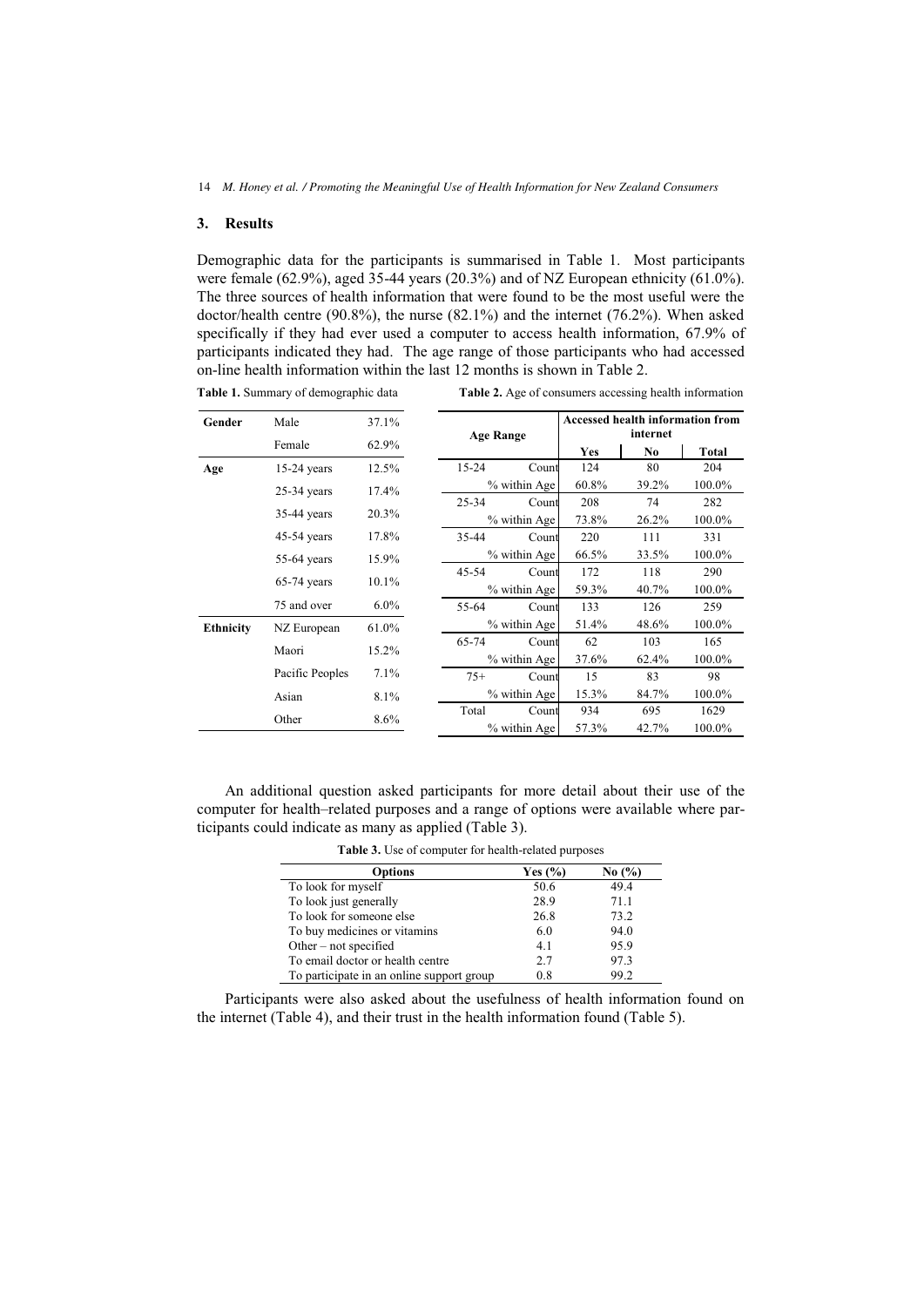## 3. Results

Demographic data for the participants is summarised in Table 1. Most participants were female (62.9%), aged 35-44 years (20.3%) and of NZ European ethnicity (61.0%). The three sources of health information that were found to be the most useful were the doctor/health centre (90.8%), the nurse (82.1%) and the internet (76.2%). When asked specifically if they had ever used a computer to access health information, 67.9% of participants indicated they had. The age range of those participants who had accessed on-line health information within the last 12 months is shown in Table 2.

**Table 1.** Summary of demographic data

| | | |
|---|---|---|
| **Gender** | Male | 37.1% |
| | Female | 62.9% |
| **Age** | 15-24 years | 12.5% |
| | 25-34 years | 17.4% |
| | 35-44 years | 20.3% |
| | 45-54 years | 17.8% |
| | 55-64 years | 15.9% |
| | 65-74 years | 10.1% |
| | 75 and over | 6.0% |
| **Ethnicity** | NZ European | 61.0% |
| | Maori | 15.2% |
| | Pacific Peoples | 7.1% |
| | Asian | 8.1% |
| | Other | 8.6% |

**Table 2.** Age of consumers accessing health information

| **Age Range** | | **Accessed health information from internet** | | |
|---|---|---|---|---|
| | | **Yes** | **No** | **Total** |
| 15-24 | Count | 124 | 80 | 204 |
| | % within Age | 60.8% | 39.2% | 100.0% |
| 25-34 | Count | 208 | 74 | 282 |
| | % within Age | 73.8% | 26.2% | 100.0% |
| 35-44 | Count | 220 | 111 | 331 |
| | % within Age | 66.5% | 33.5% | 100.0% |
| 45-54 | Count | 172 | 118 | 290 |
| | % within Age | 59.3% | 40.7% | 100.0% |
| 55-64 | Count | 133 | 126 | 259 |
| | % within Age | 51.4% | 48.6% | 100.0% |
| 65-74 | Count | 62 | 103 | 165 |
| | % within Age | 37.6% | 62.4% | 100.0% |
| 75+ | Count | 15 | 83 | 98 |
| | % within Age | 15.3% | 84.7% | 100.0% |
| Total | Count | 934 | 695 | 1629 |
| | % within Age | 57.3% | 42.7% | 100.0% |

An additional question asked participants for more detail about their use of the computer for health–related purposes and a range of options were available where participants could indicate as many as applied (Table 3).

**Table 3.** Use of computer for health-related purposes

| **Options** | **Yes (%)** | **No (%)** |
|---|---|---|
| To look for myself | 50.6 | 49.4 |
| To look just generally | 28.9 | 71.1 |
| To look for someone else | 26.8 | 73.2 |
| To buy medicines or vitamins | 6.0 | 94.0 |
| Other – not specified | 4.1 | 95.9 |
| To email doctor or health centre | 2.7 | 97.3 |
| To participate in an online support group | 0.8 | 99.2 |

Participants were also asked about the usefulness of health information found on the internet (Table 4), and their trust in the health information found (Table 5).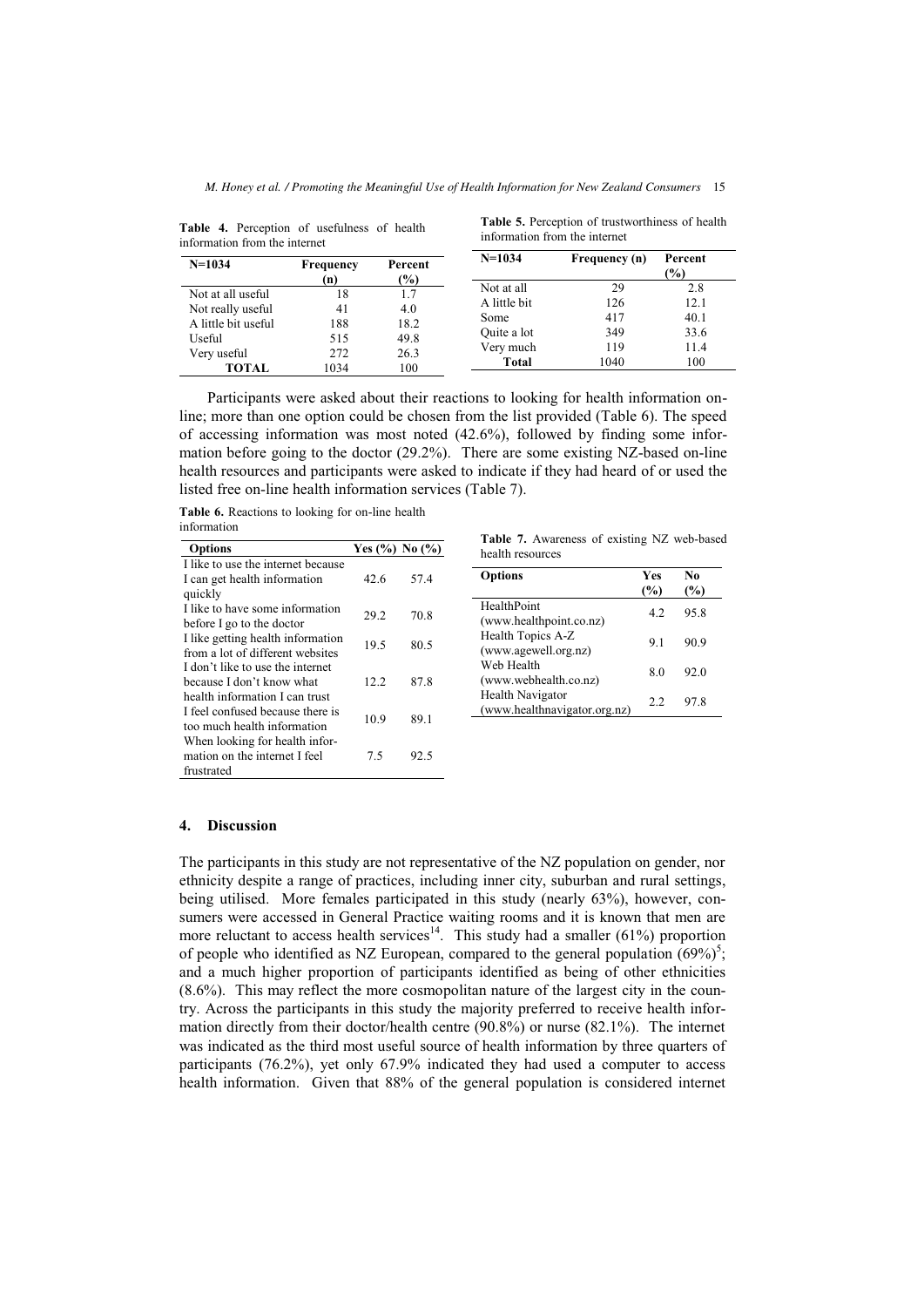**Table 4.** Perception of usefulness of health information from the internet

| N=1034 | Frequency (n) | Percent (%) |
|---|---|---|
| Not at all useful | 18 | 1.7 |
| Not really useful | 41 | 4.0 |
| A little bit useful | 188 | 18.2 |
| Useful | 515 | 49.8 |
| Very useful | 272 | 26.3 |
| **TOTAL** | 1034 | 100 |

**Table 5.** Perception of trustworthiness of health information from the internet

| N=1034 | Frequency (n) | Percent (%) |
|---|---|---|
| Not at all | 29 | 2.8 |
| A little bit | 126 | 12.1 |
| Some | 417 | 40.1 |
| Quite a lot | 349 | 33.6 |
| Very much | 119 | 11.4 |
| **Total** | 1040 | 100 |

Participants were asked about their reactions to looking for health information on-line; more than one option could be chosen from the list provided (Table 6). The speed of accessing information was most noted (42.6%), followed by finding some information before going to the doctor (29.2%). There are some existing NZ-based on-line health resources and participants were asked to indicate if they had heard of or used the listed free on-line health information services (Table 7).

**Table 6.** Reactions to looking for on-line health information

| Options | Yes (%) | No (%) |
|---|---|---|
| I like to use the internet because I can get health information quickly | 42.6 | 57.4 |
| I like to have some information before I go to the doctor | 29.2 | 70.8 |
| I like getting health information from a lot of different websites | 19.5 | 80.5 |
| I don't like to use the internet because I don't know what health information I can trust | 12.2 | 87.8 |
| I feel confused because there is too much health information | 10.9 | 89.1 |
| When looking for health information on the internet I feel frustrated | 7.5 | 92.5 |

**Table 7.** Awareness of existing NZ web-based health resources

| Options | Yes (%) | No (%) |
|---|---|---|
| HealthPoint (www.healthpoint.co.nz) | 4.2 | 95.8 |
| Health Topics A-Z (www.agewell.org.nz) | 9.1 | 90.9 |
| Web Health (www.webhealth.co.nz) | 8.0 | 92.0 |
| Health Navigator (www.healthnavigator.org.nz) | 2.2 | 97.8 |

## 4. Discussion

The participants in this study are not representative of the NZ population on gender, nor ethnicity despite a range of practices, including inner city, suburban and rural settings, being utilised. More females participated in this study (nearly 63%), however, consumers were accessed in General Practice waiting rooms and it is known that men are more reluctant to access health services[14]. This study had a smaller (61%) proportion of people who identified as NZ European, compared to the general population (69%)[5]; and a much higher proportion of participants identified as being of other ethnicities (8.6%). This may reflect the more cosmopolitan nature of the largest city in the country. Across the participants in this study the majority preferred to receive health information directly from their doctor/health centre (90.8%) or nurse (82.1%). The internet was indicated as the third most useful source of health information by three quarters of participants (76.2%), yet only 67.9% indicated they had used a computer to access health information. Given that 88% of the general population is considered internet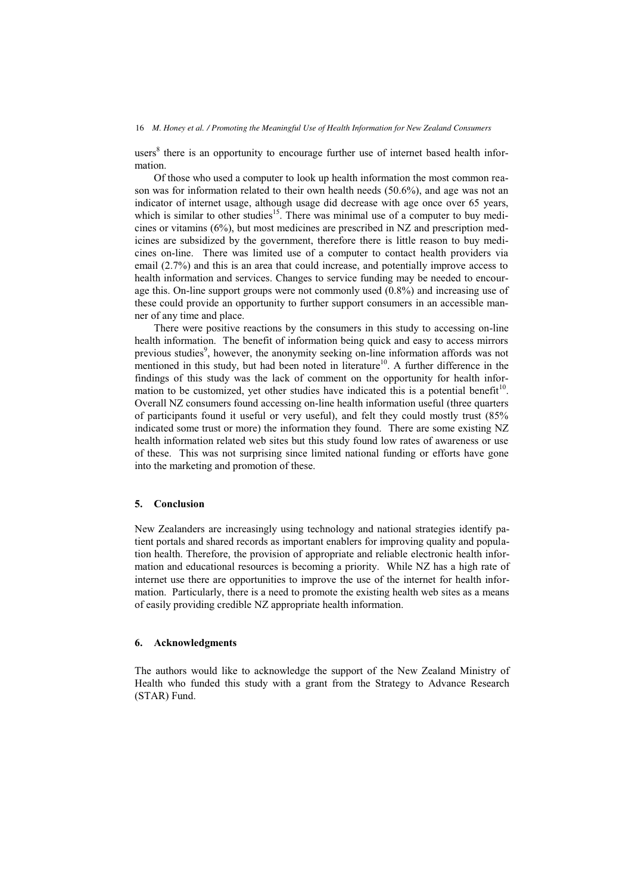users[8] there is an opportunity to encourage further use of internet based health information.

Of those who used a computer to look up health information the most common reason was for information related to their own health needs (50.6%), and age was not an indicator of internet usage, although usage did decrease with age once over 65 years, which is similar to other studies[15]. There was minimal use of a computer to buy medicines or vitamins (6%), but most medicines are prescribed in NZ and prescription medicines are subsidized by the government, therefore there is little reason to buy medicines on-line. There was limited use of a computer to contact health providers via email (2.7%) and this is an area that could increase, and potentially improve access to health information and services. Changes to service funding may be needed to encourage this. On-line support groups were not commonly used (0.8%) and increasing use of these could provide an opportunity to further support consumers in an accessible manner of any time and place.

There were positive reactions by the consumers in this study to accessing on-line health information. The benefit of information being quick and easy to access mirrors previous studies[9], however, the anonymity seeking on-line information affords was not mentioned in this study, but had been noted in literature[10]. A further difference in the findings of this study was the lack of comment on the opportunity for health information to be customized, yet other studies have indicated this is a potential benefit[10]. Overall NZ consumers found accessing on-line health information useful (three quarters of participants found it useful or very useful), and felt they could mostly trust (85% indicated some trust or more) the information they found. There are some existing NZ health information related web sites but this study found low rates of awareness or use of these. This was not surprising since limited national funding or efforts have gone into the marketing and promotion of these.

## 5. Conclusion

New Zealanders are increasingly using technology and national strategies identify patient portals and shared records as important enablers for improving quality and population health. Therefore, the provision of appropriate and reliable electronic health information and educational resources is becoming a priority. While NZ has a high rate of internet use there are opportunities to improve the use of the internet for health information. Particularly, there is a need to promote the existing health web sites as a means of easily providing credible NZ appropriate health information.

## 6. Acknowledgments

The authors would like to acknowledge the support of the New Zealand Ministry of Health who funded this study with a grant from the Strategy to Advance Research (STAR) Fund.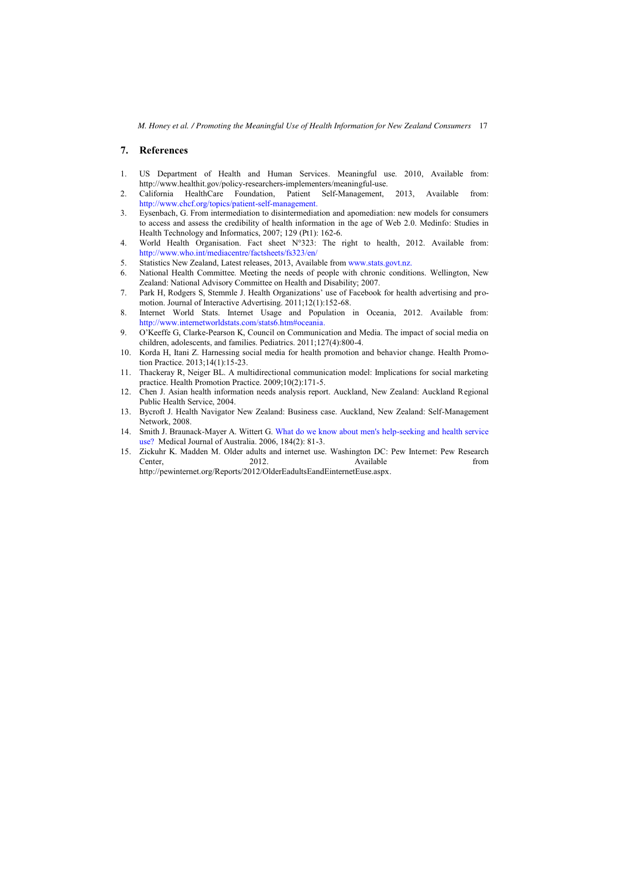## 7. References

1. US Department of Health and Human Services. Meaningful use. 2010, Available from: http://www.healthit.gov/policy-researchers-implementers/meaningful-use.
2. California HealthCare Foundation, Patient Self-Management, 2013, Available from: http://www.chcf.org/topics/patient-self-management.
3. Eysenbach, G. From intermediation to disintermediation and apomediation: new models for consumers to access and assess the credibility of health information in the age of Web 2.0. Medinfo: Studies in Health Technology and Informatics, 2007; 129 (Pt1): 162-6.
4. World Health Organisation. Fact sheet N°323: The right to health, 2012. Available from: http://www.who.int/mediacentre/factsheets/fs323/en/
5. Statistics New Zealand, Latest releases, 2013, Available from www.stats.govt.nz.
6. National Health Committee. Meeting the needs of people with chronic conditions. Wellington, New Zealand: National Advisory Committee on Health and Disability; 2007.
7. Park H, Rodgers S, Stemmle J. Health Organizations' use of Facebook for health advertising and promotion. Journal of Interactive Advertising. 2011;12(1):152-68.
8. Internet World Stats. Internet Usage and Population in Oceania, 2012. Available from: http://www.internetworldstats.com/stats6.htm#oceania.
9. O'Keeffe G, Clarke-Pearson K, Council on Communication and Media. The impact of social media on children, adolescents, and families. Pediatrics. 2011;127(4):800-4.
10. Korda H, Itani Z. Harnessing social media for health promotion and behavior change. Health Promotion Practice. 2013;14(1):15-23.
11. Thackeray R, Neiger BL. A multidirectional communication model: Implications for social marketing practice. Health Promotion Practice. 2009;10(2):171-5.
12. Chen J. Asian health information needs analysis report. Auckland, New Zealand: Auckland Regional Public Health Service, 2004.
13. Bycroft J. Health Navigator New Zealand: Business case. Auckland, New Zealand: Self-Management Network, 2008.
14. Smith J. Braunack-Mayer A. Wittert G. What do we know about men's help-seeking and health service use? Medical Journal of Australia. 2006, 184(2): 81-3.
15. Zickuhr K. Madden M. Older adults and internet use. Washington DC: Pew Internet: Pew Research Center, 2012. Available from http://pewinternet.org/Reports/2012/OlderEadultsEandEinternetEuse.aspx.